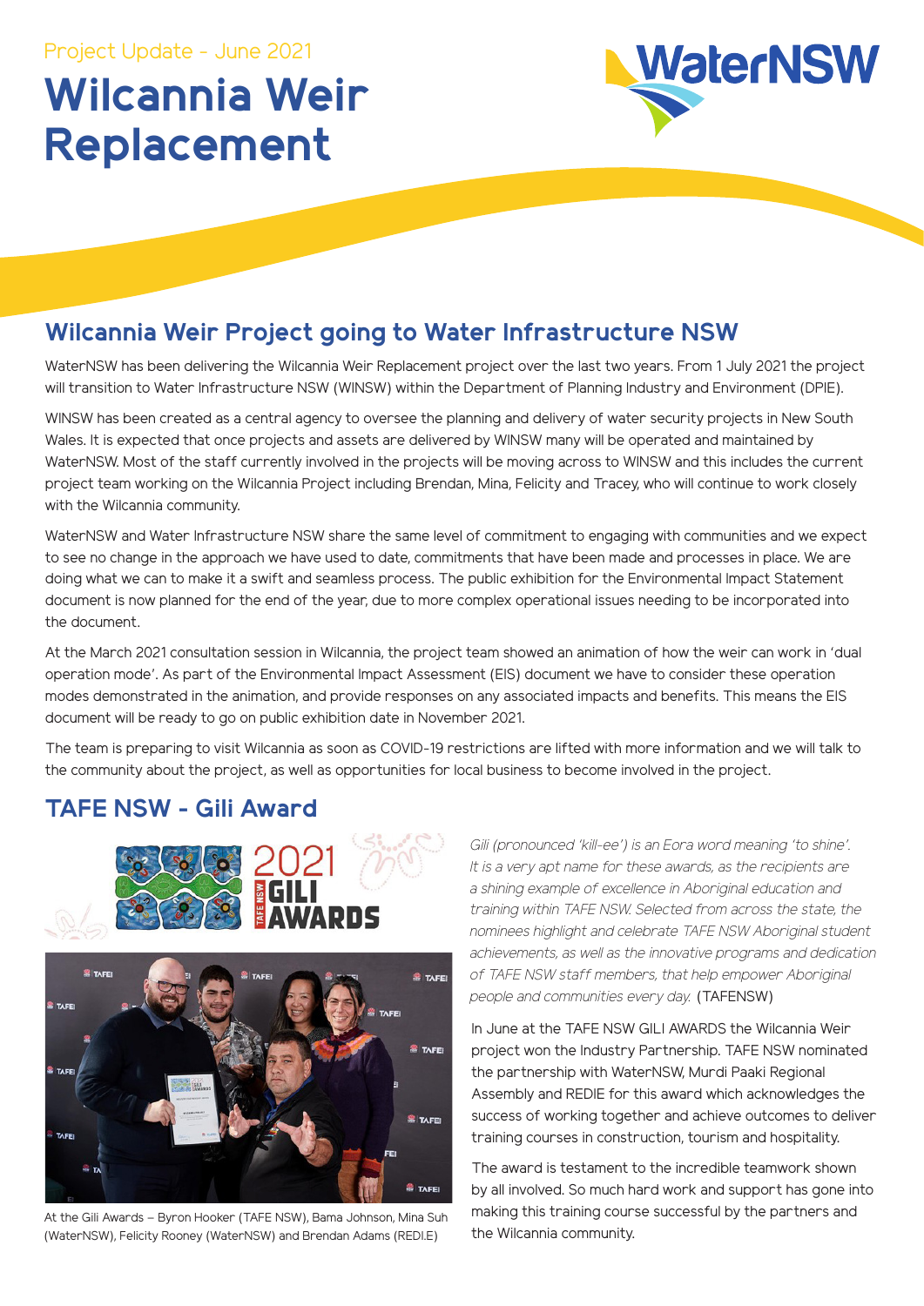Project Update - June 2021

# Wilcannia Weir Replacement

## Wilcannia Weir Project going to Water Infrastructure NSW

WaterNSW has been delivering the Wilcannia Weir Replacement project over the last two years. From 1 July 2021 the project will transition to Water Infrastructure NSW (WINSW) within the Department of Planning Industry and Environment (DPIE).

WINSW has been created as a central agency to oversee the planning and delivery of water security projects in New South Wales. It is expected that once projects and assets are delivered by WINSW many will be operated and maintained by WaterNSW. Most of the staff currently involved in the projects will be moving across to WINSW and this includes the current project team working on the Wilcannia Project including Brendan, Mina, Felicity and Tracey, who will continue to work closely with the Wilcannia community.

WaterNSW and Water Infrastructure NSW share the same level of commitment to engaging with communities and we expect to see no change in the approach we have used to date, commitments that have been made and processes in place. We are doing what we can to make it a swift and seamless process. The public exhibition for the Environmental Impact Statement document is now planned for the end of the year, due to more complex operational issues needing to be incorporated into the document.

At the March 2021 consultation session in Wilcannia, the project team showed an animation of how the weir can work in 'dual operation mode'. As part of the Environmental Impact Assessment (EIS) document we have to consider these operation modes demonstrated in the animation, and provide responses on any associated impacts and benefits. This means the EIS document will be ready to go on public exhibition date in November 2021.

The team is preparing to visit Wilcannia as soon as COVID-19 restrictions are lifted with more information and we will talk to the community about the project, as well as opportunities for local business to become involved in the project.

## TAFE NSW - Gili Award

At the Gili Awards – Byron Hooker (TAFE NSW), Bama Johnson, Mina Suh (WaterNSW), Felicity Rooney (WaterNSW) and Brendan Adams (REDI.E)

*Gili (pronounced 'kill-ee') is an Eora word meaning 'to shine'. It is a very apt name for these awards, as the recipients are a shining example of excellence in Aboriginal education and training within TAFE NSW. Selected from across the state, the nominees highlight and celebrate TAFE NSW Aboriginal student achievements, as well as the innovative programs and dedication of TAFE NSW staff members, that help empower Aboriginal people and communities every day.* (TAFENSW)

In June at the TAFE NSW GILI AWARDS the Wilcannia Weir project won the Industry Partnership. TAFE NSW nominated the partnership with WaterNSW, Murdi Paaki Regional Assembly and REDIE for this award which acknowledges the success of working together and achieve outcomes to deliver training courses in construction, tourism and hospitality.

The award is testament to the incredible teamwork shown by all involved. So much hard work and support has gone into making this training course successful by the partners and the Wilcannia community.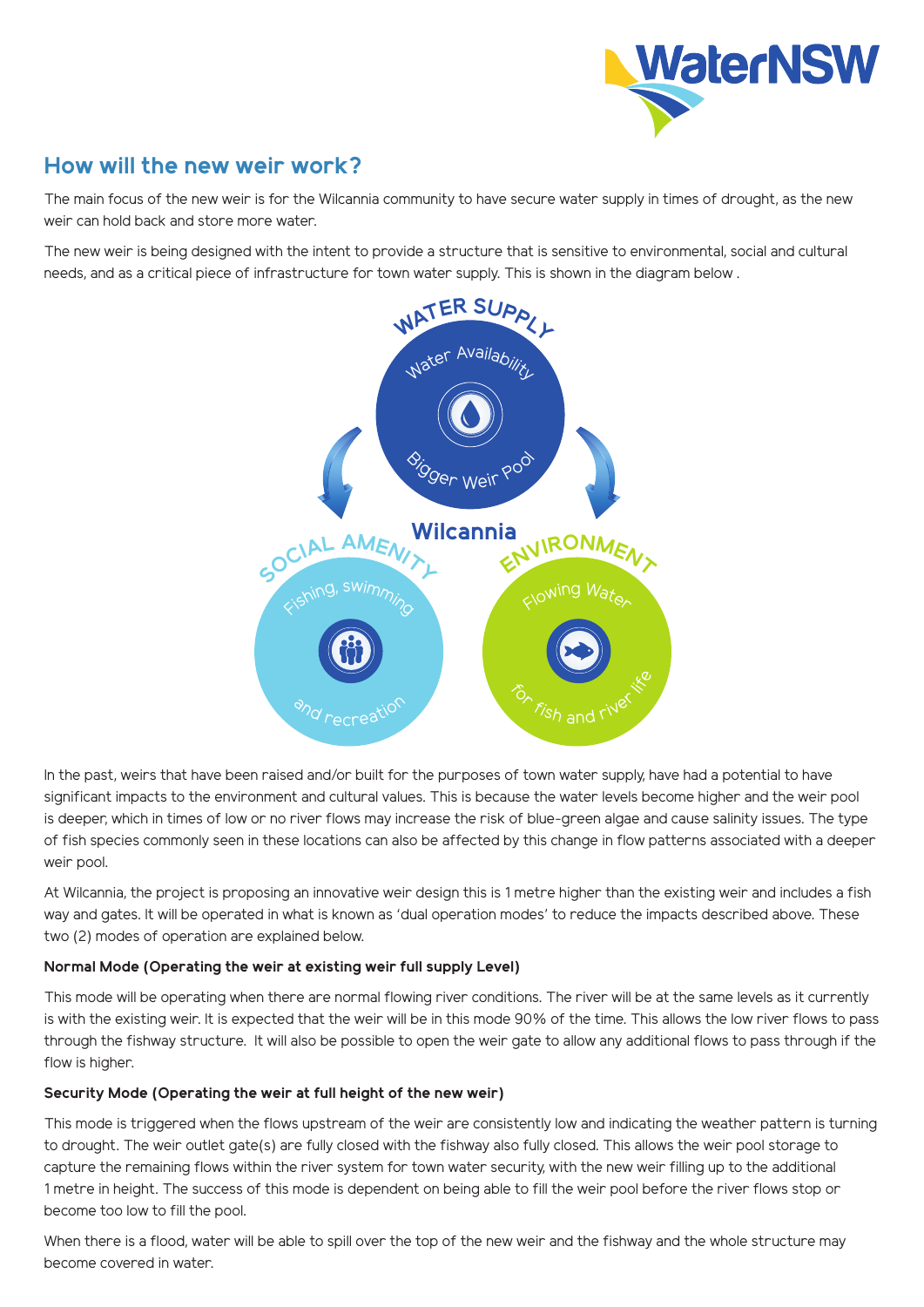## How will the new weir work?

The main focus of the new weir is for the Wilcannia community to have secure water supply in times of drought, as the new weir can hold back and store more water.

The new weir is being designed with the intent to provide a structure that is sensitive to environmental, social and cultural needs, and as a critical piece of infrastructure for town water supply. This is shown in the diagram below .

WATER SUPPLY
Water Availability
Bigger Weir Pool

Wilcannia

SOCIAL AMENITY
Fishing, swimming and recreation

ENVIRONMENT
Flowing Water for fish and river life

In the past, weirs that have been raised and/or built for the purposes of town water supply, have had a potential to have significant impacts to the environment and cultural values. This is because the water levels become higher and the weir pool is deeper, which in times of low or no river flows may increase the risk of blue-green algae and cause salinity issues. The type of fish species commonly seen in these locations can also be affected by this change in flow patterns associated with a deeper weir pool.

At Wilcannia, the project is proposing an innovative weir design this is 1 metre higher than the existing weir and includes a fish way and gates. It will be operated in what is known as 'dual operation modes' to reduce the impacts described above. These two (2) modes of operation are explained below.

**Normal Mode (Operating the weir at existing weir full supply Level)**

This mode will be operating when there are normal flowing river conditions. The river will be at the same levels as it currently is with the existing weir. It is expected that the weir will be in this mode 90% of the time. This allows the low river flows to pass through the fishway structure. It will also be possible to open the weir gate to allow any additional flows to pass through if the flow is higher.

**Security Mode (Operating the weir at full height of the new weir)**

This mode is triggered when the flows upstream of the weir are consistently low and indicating the weather pattern is turning to drought. The weir outlet gate(s) are fully closed with the fishway also fully closed. This allows the weir pool storage to capture the remaining flows within the river system for town water security, with the new weir filling up to the additional 1 metre in height. The success of this mode is dependent on being able to fill the weir pool before the river flows stop or become too low to fill the pool.

When there is a flood, water will be able to spill over the top of the new weir and the fishway and the whole structure may become covered in water.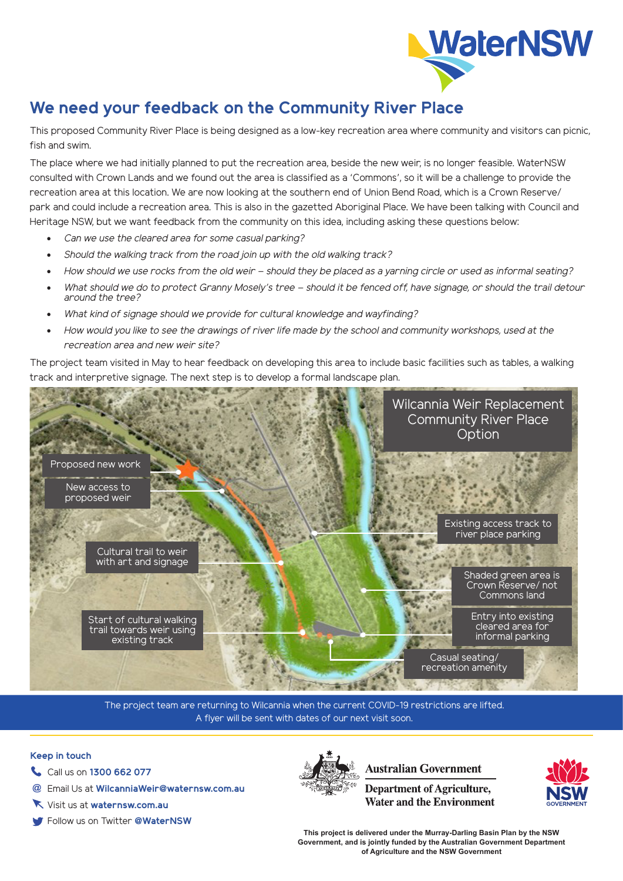## We need your feedback on the Community River Place

This proposed Community River Place is being designed as a low-key recreation area where community and visitors can picnic, fish and swim.

The place where we had initially planned to put the recreation area, beside the new weir, is no longer feasible. WaterNSW consulted with Crown Lands and we found out the area is classified as a 'Commons', so it will be a challenge to provide the recreation area at this location. We are now looking at the southern end of Union Bend Road, which is a Crown Reserve/ park and could include a recreation area. This is also in the gazetted Aboriginal Place. We have been talking with Council and Heritage NSW, but we want feedback from the community on this idea, including asking these questions below:

- *Can we use the cleared area for some casual parking?*
- *Should the walking track from the road join up with the old walking track?*
- *How should we use rocks from the old weir – should they be placed as a yarning circle or used as informal seating?*
- *What should we do to protect Granny Mosely's tree – should it be fenced off, have signage, or should the trail detour around the tree?*
- *What kind of signage should we provide for cultural knowledge and wayfinding?*
- *How would you like to see the drawings of river life made by the school and community workshops, used at the recreation area and new weir site?*

The project team visited in May to hear feedback on developing this area to include basic facilities such as tables, a walking track and interpretive signage. The next step is to develop a formal landscape plan.

Wilcannia Weir Replacement Community River Place Option

- Proposed new work
- New access to proposed weir
- Cultural trail to weir with art and signage
- Start of cultural walking trail towards weir using existing track
- Existing access track to river place parking
- Shaded green area is Crown Reserve/ not Commons land
- Entry into existing cleared area for informal parking
- Casual seating/ recreation amenity

The project team are returning to Wilcannia when the current COVID-19 restrictions are lifted.
A flyer will be sent with dates of our next visit soon.

**Keep in touch**

- Call us on **1300 662 077**
- Email Us at **WilcanniaWeir@waternsw.com.au**
- Visit us at **waternsw.com.au**
- Follow us on Twitter **@WaterNSW**

Australian Government
Department of Agriculture, Water and the Environment

**This project is delivered under the Murray-Darling Basin Plan by the NSW Government, and is jointly funded by the Australian Government Department of Agriculture and the NSW Government**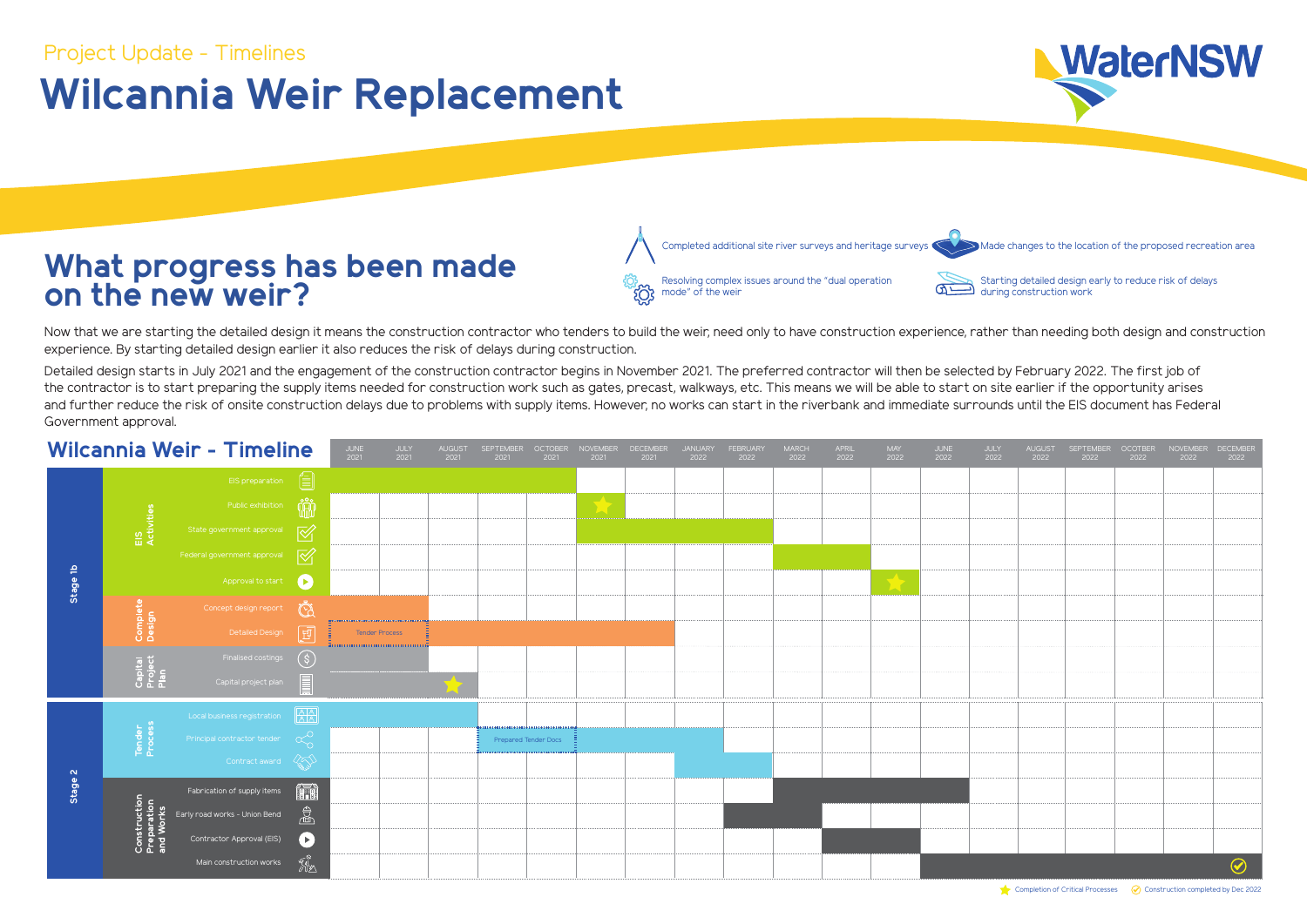Project Update - Timelines

# Wilcannia Weir Replacement

## What progress has been made on the new weir?

- Completed additional site river surveys and heritage surveys
- Made changes to the location of the proposed recreation area
- Resolving complex issues around the "dual operation mode" of the weir
- Starting detailed design early to reduce risk of delays during construction work

Now that we are starting the detailed design it means the construction contractor who tenders to build the weir, need only to have construction experience, rather than needing both design and construction experience. By starting detailed design earlier it also reduces the risk of delays during construction.

Detailed design starts in July 2021 and the engagement of the construction contractor begins in November 2021. The preferred contractor will then be selected by February 2022. The first job of the contractor is to start preparing the supply items needed for construction work such as gates, precast, walkways, etc. This means we will be able to start on site earlier if the opportunity arises and further reduce the risk of onsite construction delays due to problems with supply items. However, no works can start in the riverbank and immediate surrounds until the EIS document has Federal Government approval.

## Wilcannia Weir - Timeline

JUNE 2021, JULY 2021, AUGUST 2021, SEPTEMBER 2021, OCTOBER 2021, NOVEMBER 2021, DECEMBER 2021, JANUARY 2022, FEBRUARY 2022, MARCH 2022, APRIL 2022, MAY 2022, JUNE 2022, JULY 2022, AUGUST 2022, SEPTEMBER 2022, OCOTBER 2022, NOVEMBER 2022, DECEMBER 2022

Stage 1b

EIS Activities
- EIS preparation
- Public exhibition
- State government approval
- Federal government approval
- Approval to start

Complete Design
- Concept design report
- Detailed Design
- Tender Process

Capital Project Plan
- Finalised costings
- Capital project plan

Stage 2

Tender Process
- Local business registration
- Principal contractor tender
- Prepared Tender Docs
- Contract award

Construction Preparation and Works
- Fabrication of supply items
- Early road works - Union Bend
- Contractor Approval (EIS)
- Main construction works

Completion of Critical Processes

Construction completed by Dec 2022